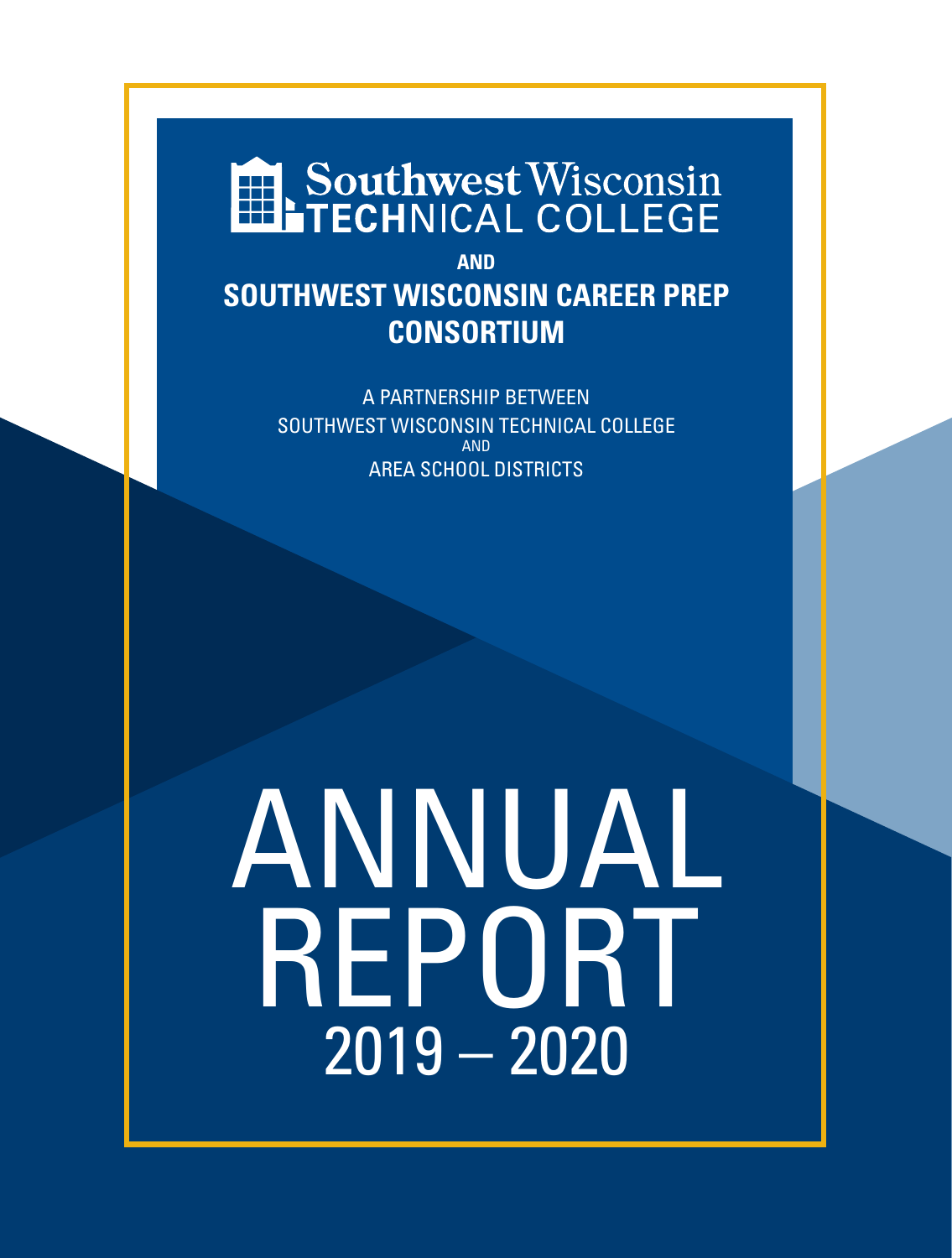# Southwest Wisconsin TECHNICAL COLLEGE

**AND**

## SOUTHWEST WISCONSIN CAREER PREP CONSORTIUM

A PARTNERSHIP BETWEEN
SOUTHWEST WISCONSIN TECHNICAL COLLEGE
AND
AREA SCHOOL DISTRICTS

# ANNUAL REPORT 2019 – 2020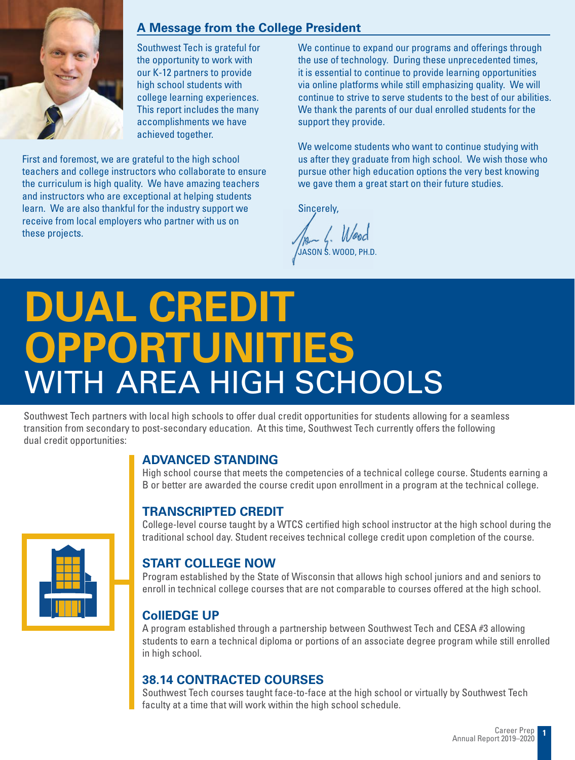## A Message from the College President

Southwest Tech is grateful for the opportunity to work with our K-12 partners to provide high school students with college learning experiences. This report includes the many accomplishments we have achieved together.

First and foremost, we are grateful to the high school teachers and college instructors who collaborate to ensure the curriculum is high quality. We have amazing teachers and instructors who are exceptional at helping students learn. We are also thankful for the industry support we receive from local employers who partner with us on these projects.

We continue to expand our programs and offerings through the use of technology. During these unprecedented times, it is essential to continue to provide learning opportunities via online platforms while still emphasizing quality. We will continue to strive to serve students to the best of our abilities. We thank the parents of our dual enrolled students for the support they provide.

We welcome students who want to continue studying with us after they graduate from high school. We wish those who pursue other high education options the very best knowing we gave them a great start on their future studies.

Sincerely,

JASON S. WOOD, PH.D.

# DUAL CREDIT OPPORTUNITIES WITH AREA HIGH SCHOOLS

Southwest Tech partners with local high schools to offer dual credit opportunities for students allowing for a seamless transition from secondary to post-secondary education. At this time, Southwest Tech currently offers the following dual credit opportunities:

### ADVANCED STANDING

High school course that meets the competencies of a technical college course. Students earning a B or better are awarded the course credit upon enrollment in a program at the technical college.

### TRANSCRIPTED CREDIT

College-level course taught by a WTCS certified high school instructor at the high school during the traditional school day. Student receives technical college credit upon completion of the course.

### START COLLEGE NOW

Program established by the State of Wisconsin that allows high school juniors and and seniors to enroll in technical college courses that are not comparable to courses offered at the high school.

### CollEDGE UP

A program established through a partnership between Southwest Tech and CESA #3 allowing students to earn a technical diploma or portions of an associate degree program while still enrolled in high school.

### 38.14 CONTRACTED COURSES

Southwest Tech courses taught face-to-face at the high school or virtually by Southwest Tech faculty at a time that will work within the high school schedule.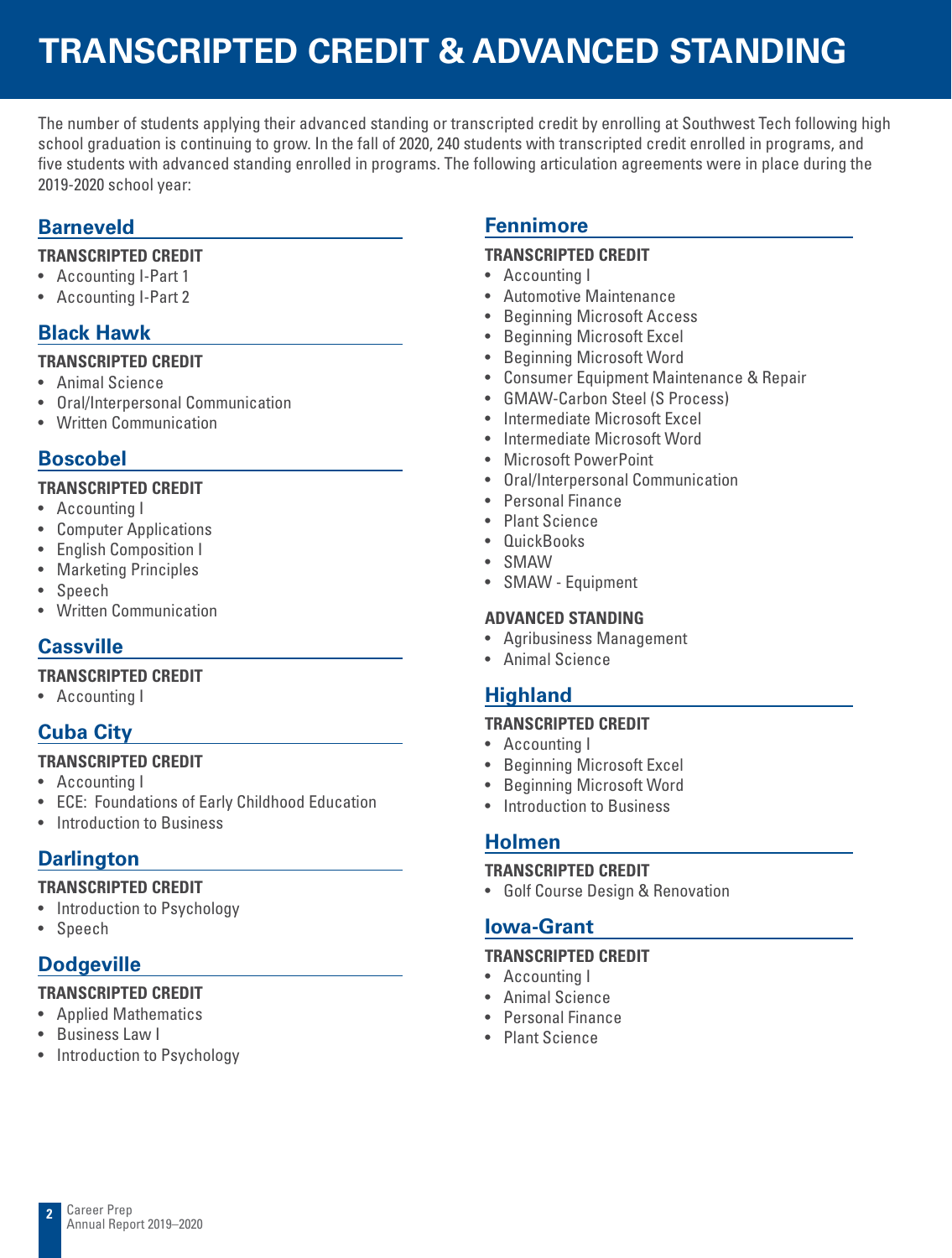# TRANSCRIPTED CREDIT & ADVANCED STANDING

The number of students applying their advanced standing or transcripted credit by enrolling at Southwest Tech following high school graduation is continuing to grow. In the fall of 2020, 240 students with transcripted credit enrolled in programs, and five students with advanced standing enrolled in programs. The following articulation agreements were in place during the 2019-2020 school year:

## Barneveld

**TRANSCRIPTED CREDIT**

- Accounting I-Part 1
- Accounting I-Part 2

## Black Hawk

**TRANSCRIPTED CREDIT**

- Animal Science
- Oral/Interpersonal Communication
- Written Communication

## Boscobel

**TRANSCRIPTED CREDIT**

- Accounting I
- Computer Applications
- English Composition I
- Marketing Principles
- Speech
- Written Communication

## Cassville

**TRANSCRIPTED CREDIT**

- Accounting I

## Cuba City

**TRANSCRIPTED CREDIT**

- Accounting I
- ECE: Foundations of Early Childhood Education
- Introduction to Business

## Darlington

**TRANSCRIPTED CREDIT**

- Introduction to Psychology
- Speech

## Dodgeville

**TRANSCRIPTED CREDIT**

- Applied Mathematics
- Business Law I
- Introduction to Psychology

## Fennimore

**TRANSCRIPTED CREDIT**

- Accounting I
- Automotive Maintenance
- Beginning Microsoft Access
- Beginning Microsoft Excel
- Beginning Microsoft Word
- Consumer Equipment Maintenance & Repair
- GMAW-Carbon Steel (S Process)
- Intermediate Microsoft Excel
- Intermediate Microsoft Word
- Microsoft PowerPoint
- Oral/Interpersonal Communication
- Personal Finance
- Plant Science
- QuickBooks
- SMAW
- SMAW - Equipment

**ADVANCED STANDING**

- Agribusiness Management
- Animal Science

## Highland

**TRANSCRIPTED CREDIT**

- Accounting I
- Beginning Microsoft Excel
- Beginning Microsoft Word
- Introduction to Business

## Holmen

**TRANSCRIPTED CREDIT**

- Golf Course Design & Renovation

## Iowa-Grant

**TRANSCRIPTED CREDIT**

- Accounting I
- Animal Science
- Personal Finance
- Plant Science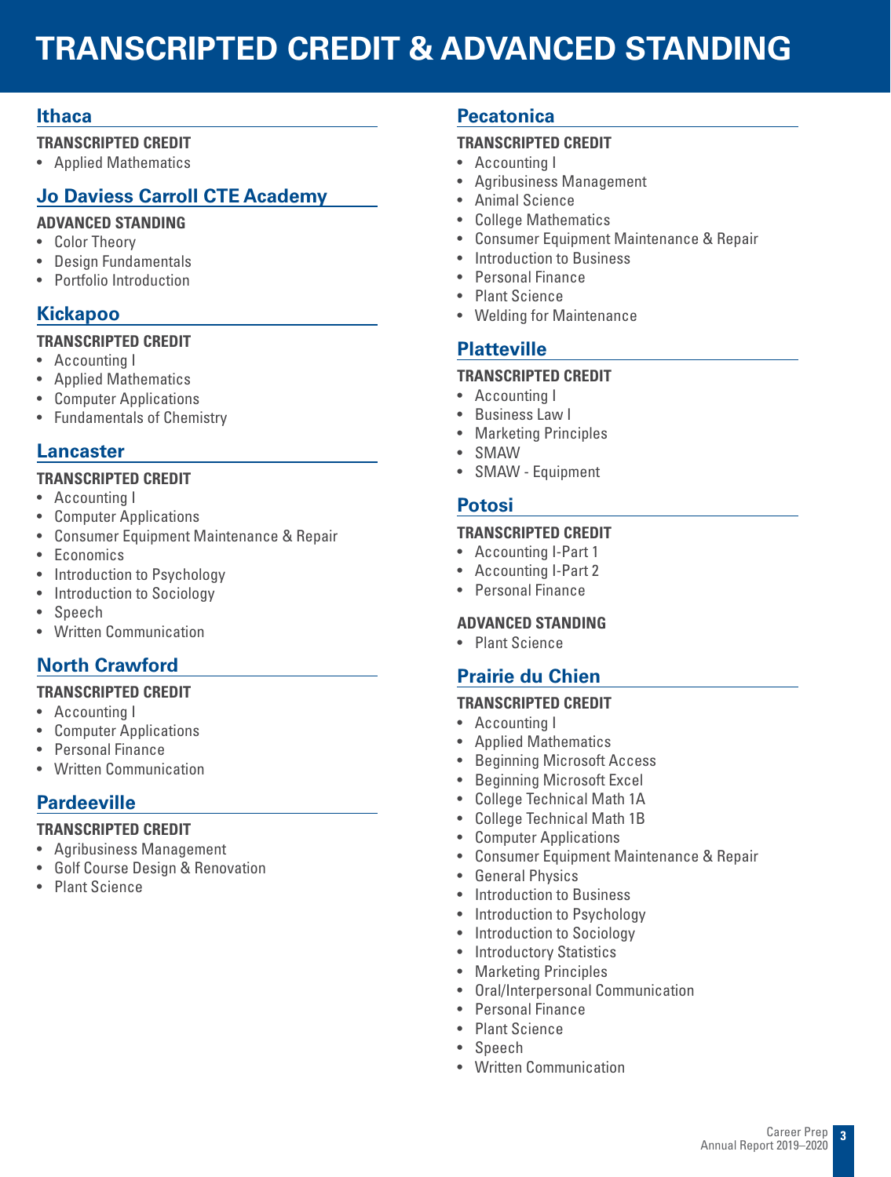# TRANSCRIPTED CREDIT & ADVANCED STANDING

## Ithaca

**TRANSCRIPTED CREDIT**

- Applied Mathematics

## Jo Daviess Carroll CTE Academy

**ADVANCED STANDING**

- Color Theory
- Design Fundamentals
- Portfolio Introduction

## Kickapoo

**TRANSCRIPTED CREDIT**

- Accounting I
- Applied Mathematics
- Computer Applications
- Fundamentals of Chemistry

## Lancaster

**TRANSCRIPTED CREDIT**

- Accounting I
- Computer Applications
- Consumer Equipment Maintenance & Repair
- Economics
- Introduction to Psychology
- Introduction to Sociology
- Speech
- Written Communication

## North Crawford

**TRANSCRIPTED CREDIT**

- Accounting I
- Computer Applications
- Personal Finance
- Written Communication

## Pardeeville

**TRANSCRIPTED CREDIT**

- Agribusiness Management
- Golf Course Design & Renovation
- Plant Science

## Pecatonica

**TRANSCRIPTED CREDIT**

- Accounting I
- Agribusiness Management
- Animal Science
- College Mathematics
- Consumer Equipment Maintenance & Repair
- Introduction to Business
- Personal Finance
- Plant Science
- Welding for Maintenance

## Platteville

**TRANSCRIPTED CREDIT**

- Accounting I
- Business Law I
- Marketing Principles
- SMAW
- SMAW - Equipment

## Potosi

**TRANSCRIPTED CREDIT**

- Accounting I-Part 1
- Accounting I-Part 2
- Personal Finance

**ADVANCED STANDING**

- Plant Science

## Prairie du Chien

**TRANSCRIPTED CREDIT**

- Accounting I
- Applied Mathematics
- Beginning Microsoft Access
- Beginning Microsoft Excel
- College Technical Math 1A
- College Technical Math 1B
- Computer Applications
- Consumer Equipment Maintenance & Repair
- General Physics
- Introduction to Business
- Introduction to Psychology
- Introduction to Sociology
- Introductory Statistics
- Marketing Principles
- Oral/Interpersonal Communication
- Personal Finance
- Plant Science
- Speech
- Written Communication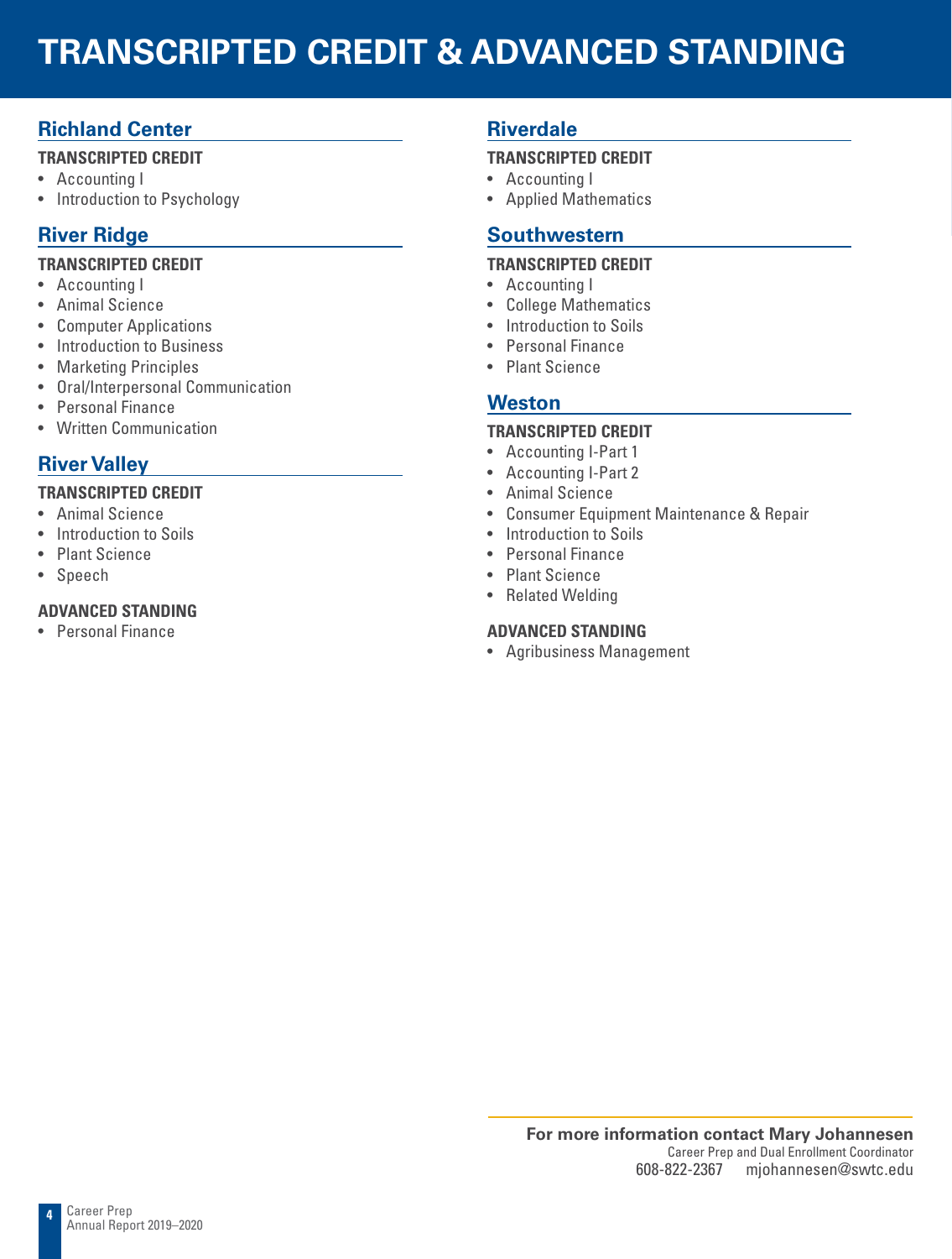# TRANSCRIPTED CREDIT & ADVANCED STANDING

## Richland Center

**TRANSCRIPTED CREDIT**

- Accounting I
- Introduction to Psychology

## River Ridge

**TRANSCRIPTED CREDIT**

- Accounting I
- Animal Science
- Computer Applications
- Introduction to Business
- Marketing Principles
- Oral/Interpersonal Communication
- Personal Finance
- Written Communication

## River Valley

**TRANSCRIPTED CREDIT**

- Animal Science
- Introduction to Soils
- Plant Science
- Speech

**ADVANCED STANDING**

- Personal Finance

## Riverdale

**TRANSCRIPTED CREDIT**

- Accounting I
- Applied Mathematics

## Southwestern

**TRANSCRIPTED CREDIT**

- Accounting I
- College Mathematics
- Introduction to Soils
- Personal Finance
- Plant Science

## Weston

**TRANSCRIPTED CREDIT**

- Accounting I-Part 1
- Accounting I-Part 2
- Animal Science
- Consumer Equipment Maintenance & Repair
- Introduction to Soils
- Personal Finance
- Plant Science
- Related Welding

**ADVANCED STANDING**

- Agribusiness Management

**For more information contact Mary Johannesen**
Career Prep and Dual Enrollment Coordinator
608-822-2367 mjohannesen@swtc.edu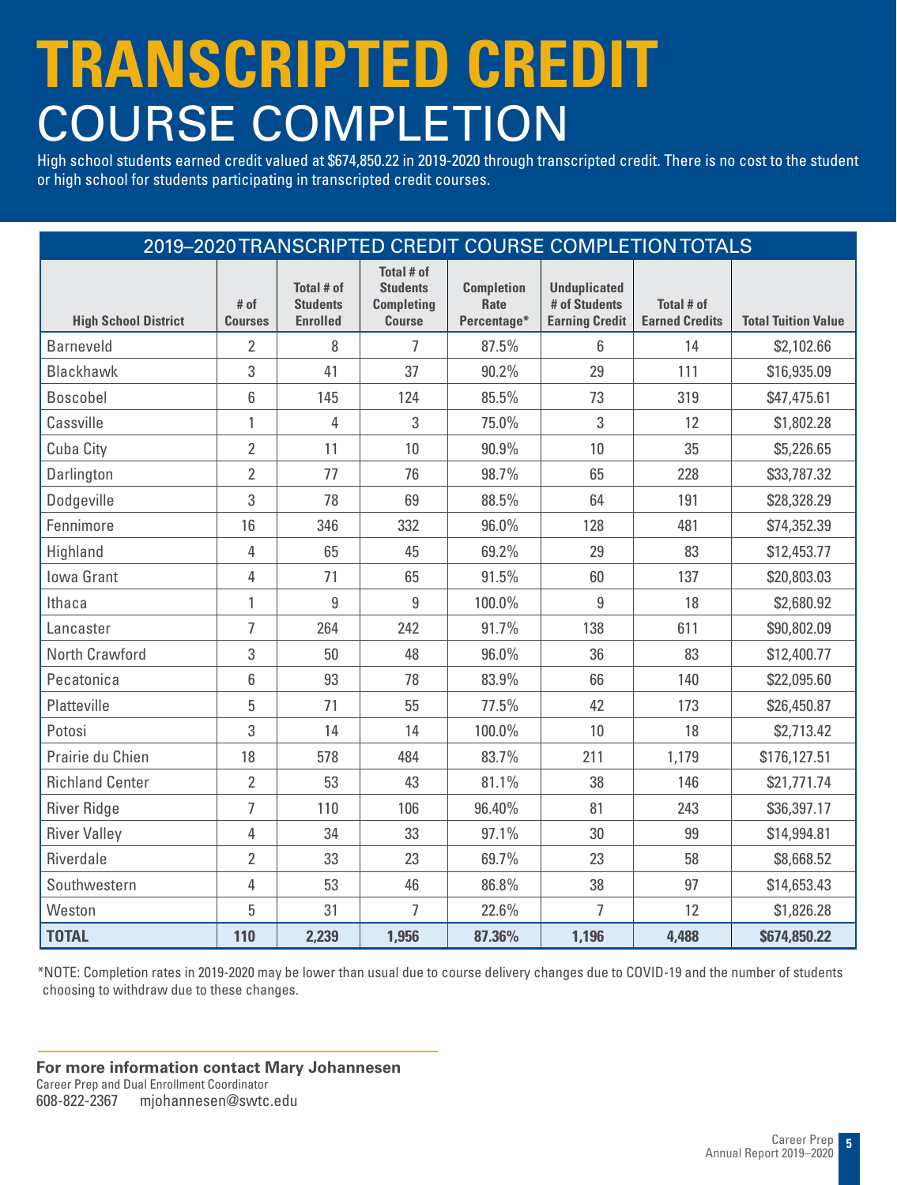# TRANSCRIPTED CREDIT COURSE COMPLETION

High school students earned credit valued at $674,850.22 in 2019-2020 through transcripted credit. There is no cost to the student or high school for students participating in transcripted credit courses.

## 2019–2020 TRANSCRIPTED CREDIT COURSE COMPLETION TOTALS

| High School District | # of Courses | Total # of Students Enrolled | Total # of Students Completing Course | Completion Rate Percentage* | Unduplicated # of Students Earning Credit | Total # of Earned Credits | Total Tuition Value |
|---|---|---|---|---|---|---|---|
| Barneveld | 2 | 8 | 7 | 87.5% | 6 | 14 | $2,102.66 |
| Blackhawk | 3 | 41 | 37 | 90.2% | 29 | 111 | $16,935.09 |
| Boscobel | 6 | 145 | 124 | 85.5% | 73 | 319 | $47,475.61 |
| Cassville | 1 | 4 | 3 | 75.0% | 3 | 12 | $1,802.28 |
| Cuba City | 2 | 11 | 10 | 90.9% | 10 | 35 | $5,226.65 |
| Darlington | 2 | 77 | 76 | 98.7% | 65 | 228 | $33,787.32 |
| Dodgeville | 3 | 78 | 69 | 88.5% | 64 | 191 | $28,328.29 |
| Fennimore | 16 | 346 | 332 | 96.0% | 128 | 481 | $74,352.39 |
| Highland | 4 | 65 | 45 | 69.2% | 29 | 83 | $12,453.77 |
| Iowa Grant | 4 | 71 | 65 | 91.5% | 60 | 137 | $20,803.03 |
| Ithaca | 1 | 9 | 9 | 100.0% | 9 | 18 | $2,680.92 |
| Lancaster | 7 | 264 | 242 | 91.7% | 138 | 611 | $90,802.09 |
| North Crawford | 3 | 50 | 48 | 96.0% | 36 | 83 | $12,400.77 |
| Pecatonica | 6 | 93 | 78 | 83.9% | 66 | 140 | $22,095.60 |
| Platteville | 5 | 71 | 55 | 77.5% | 42 | 173 | $26,450.87 |
| Potosi | 3 | 14 | 14 | 100.0% | 10 | 18 | $2,713.42 |
| Prairie du Chien | 18 | 578 | 484 | 83.7% | 211 | 1,179 | $176,127.51 |
| Richland Center | 2 | 53 | 43 | 81.1% | 38 | 146 | $21,771.74 |
| River Ridge | 7 | 110 | 106 | 96.40% | 81 | 243 | $36,397.17 |
| River Valley | 4 | 34 | 33 | 97.1% | 30 | 99 | $14,994.81 |
| Riverdale | 2 | 33 | 23 | 69.7% | 23 | 58 | $8,668.52 |
| Southwestern | 4 | 53 | 46 | 86.8% | 38 | 97 | $14,653.43 |
| Weston | 5 | 31 | 7 | 22.6% | 7 | 12 | $1,826.28 |
| **TOTAL** | **110** | **2,239** | **1,956** | **87.36%** | **1,196** | **4,488** | **$674,850.22** |

*NOTE: Completion rates in 2019-2020 may be lower than usual due to course delivery changes due to COVID-19 and the number of students choosing to withdraw due to these changes.

**For more information contact Mary Johannesen**
Career Prep and Dual Enrollment Coordinator
608-822-2367 mjohannesen@swtc.edu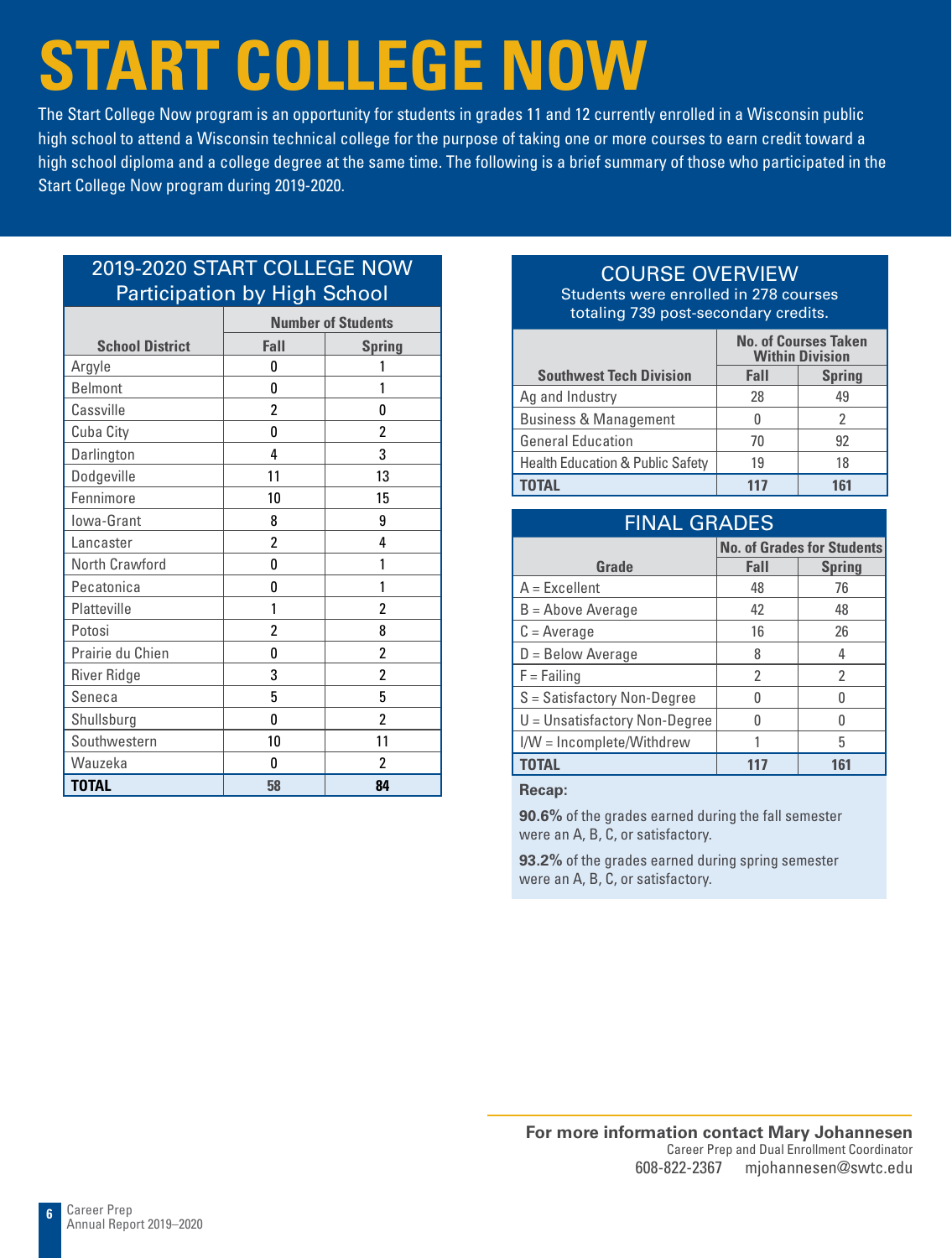# START COLLEGE NOW

The Start College Now program is an opportunity for students in grades 11 and 12 currently enrolled in a Wisconsin public high school to attend a Wisconsin technical college for the purpose of taking one or more courses to earn credit toward a high school diploma and a college degree at the same time. The following is a brief summary of those who participated in the Start College Now program during 2019-2020.

## 2019-2020 START COLLEGE NOW Participation by High School

| School District | Number of Students | |
|---|---|---|
| | Fall | Spring |
| Argyle | 0 | 1 |
| Belmont | 0 | 1 |
| Cassville | 2 | 0 |
| Cuba City | 0 | 2 |
| Darlington | 4 | 3 |
| Dodgeville | 11 | 13 |
| Fennimore | 10 | 15 |
| Iowa-Grant | 8 | 9 |
| Lancaster | 2 | 4 |
| North Crawford | 0 | 1 |
| Pecatonica | 0 | 1 |
| Platteville | 1 | 2 |
| Potosi | 2 | 8 |
| Prairie du Chien | 0 | 2 |
| River Ridge | 3 | 2 |
| Seneca | 5 | 5 |
| Shullsburg | 0 | 2 |
| Southwestern | 10 | 11 |
| Wauzeka | 0 | 2 |
| **TOTAL** | **58** | **84** |

## COURSE OVERVIEW

Students were enrolled in 278 courses totaling 739 post-secondary credits.

| Southwest Tech Division | No. of Courses Taken Within Division | |
|---|---|---|
| | Fall | Spring |
| Ag and Industry | 28 | 49 |
| Business & Management | 0 | 2 |
| General Education | 70 | 92 |
| Health Education & Public Safety | 19 | 18 |
| **TOTAL** | **117** | **161** |

## FINAL GRADES

| Grade | No. of Grades for Students | |
|---|---|---|
| | Fall | Spring |
| A = Excellent | 48 | 76 |
| B = Above Average | 42 | 48 |
| C = Average | 16 | 26 |
| D = Below Average | 8 | 4 |
| F = Failing | 2 | 2 |
| S = Satisfactory Non-Degree | 0 | 0 |
| U = Unsatisfactory Non-Degree | 0 | 0 |
| I/W = Incomplete/Withdrew | 1 | 5 |
| **TOTAL** | **117** | **161** |

**Recap:**

**90.6%** of the grades earned during the fall semester were an A, B, C, or satisfactory.

**93.2%** of the grades earned during spring semester were an A, B, C, or satisfactory.

**For more information contact Mary Johannesen**
Career Prep and Dual Enrollment Coordinator
608-822-2367 mjohannesen@swtc.edu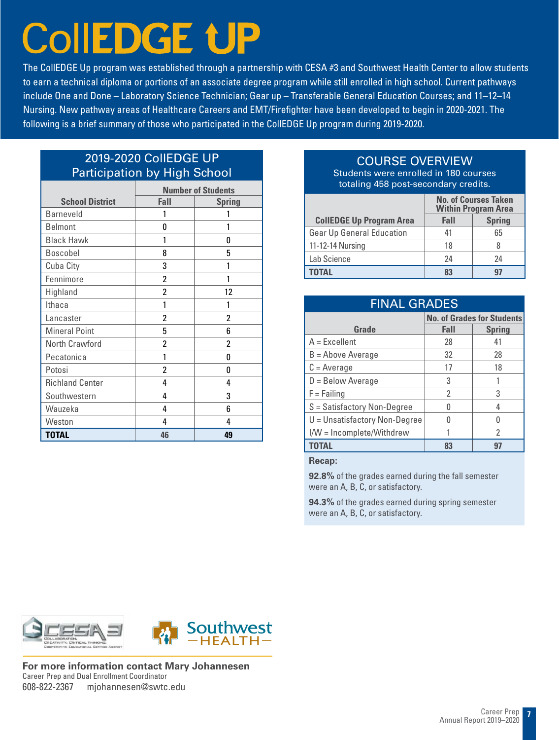# CollEDGE UP

The CollEDGE Up program was established through a partnership with CESA #3 and Southwest Health Center to allow students to earn a technical diploma or portions of an associate degree program while still enrolled in high school. Current pathways include One and Done – Laboratory Science Technician; Gear up – Transferable General Education Courses; and 11–12–14 Nursing. New pathway areas of Healthcare Careers and EMT/Firefighter have been developed to begin in 2020-2021. The following is a brief summary of those who participated in the CollEDGE Up program during 2019-2020.

## 2019-2020 CollEDGE UP Participation by High School

| School District | Number of Students | |
|---|---|---|
| | Fall | Spring |
| Barneveld | 1 | 1 |
| Belmont | 0 | 1 |
| Black Hawk | 1 | 0 |
| Boscobel | 8 | 5 |
| Cuba City | 3 | 1 |
| Fennimore | 2 | 1 |
| Highland | 2 | 12 |
| Ithaca | 1 | 1 |
| Lancaster | 2 | 2 |
| Mineral Point | 5 | 6 |
| North Crawford | 2 | 2 |
| Pecatonica | 1 | 0 |
| Potosi | 2 | 0 |
| Richland Center | 4 | 4 |
| Southwestern | 4 | 3 |
| Wauzeka | 4 | 6 |
| Weston | 4 | 4 |
| **TOTAL** | **46** | **49** |

## COURSE OVERVIEW

Students were enrolled in 180 courses totaling 458 post-secondary credits.

| CollEDGE Up Program Area | No. of Courses Taken Within Program Area | |
|---|---|---|
| | Fall | Spring |
| Gear Up General Education | 41 | 65 |
| 11-12-14 Nursing | 18 | 8 |
| Lab Science | 24 | 24 |
| **TOTAL** | **83** | **97** |

## FINAL GRADES

| Grade | No. of Grades for Students | |
|---|---|---|
| | Fall | Spring |
| A = Excellent | 28 | 41 |
| B = Above Average | 32 | 28 |
| C = Average | 17 | 18 |
| D = Below Average | 3 | 1 |
| F = Failing | 2 | 3 |
| S = Satisfactory Non-Degree | 0 | 4 |
| U = Unsatisfactory Non-Degree | 0 | 0 |
| I/W = Incomplete/Withdrew | 1 | 2 |
| **TOTAL** | **83** | **97** |

**Recap:**

**92.8%** of the grades earned during the fall semester were an A, B, C, or satisfactory.

**94.3%** of the grades earned during spring semester were an A, B, C, or satisfactory.

**For more information contact Mary Johannesen**
Career Prep and Dual Enrollment Coordinator
608-822-2367 mjohannesen@swtc.edu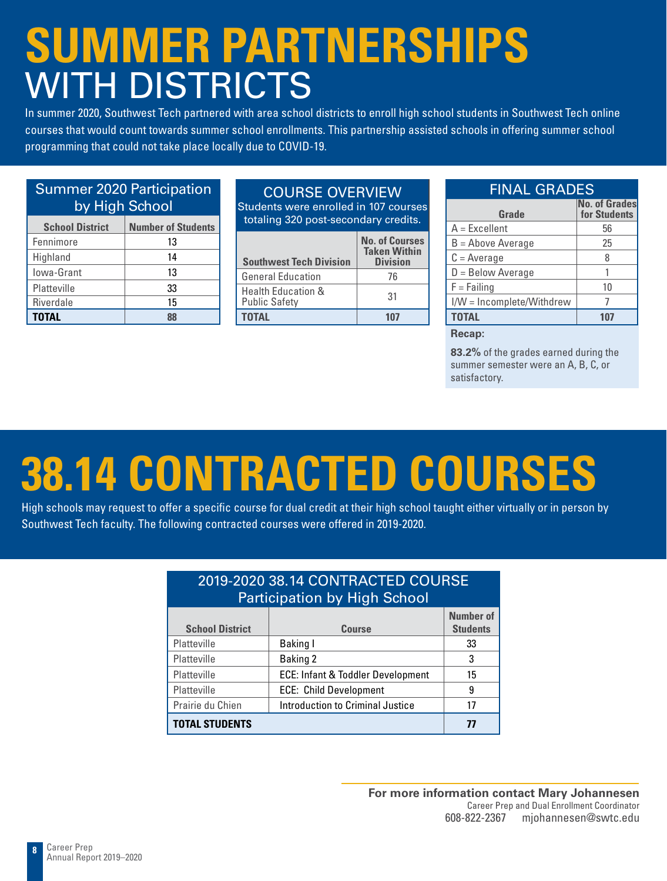# SUMMER PARTNERSHIPS WITH DISTRICTS

In summer 2020, Southwest Tech partnered with area school districts to enroll high school students in Southwest Tech online courses that would count towards summer school enrollments. This partnership assisted schools in offering summer school programming that could not take place locally due to COVID-19.

**Summer 2020 Participation by High School**

| School District | Number of Students |
|---|---|
| Fennimore | 13 |
| Highland | 14 |
| Iowa-Grant | 13 |
| Platteville | 33 |
| Riverdale | 15 |
| **TOTAL** | **88** |

**COURSE OVERVIEW**

Students were enrolled in 107 courses totaling 320 post-secondary credits.

| Southwest Tech Division | No. of Courses Taken Within Division |
|---|---|
| General Education | 76 |
| Health Education & Public Safety | 31 |
| **TOTAL** | **107** |

**FINAL GRADES**

| Grade | No. of Grades for Students |
|---|---|
| A = Excellent | 56 |
| B = Above Average | 25 |
| C = Average | 8 |
| D = Below Average | 1 |
| F = Failing | 10 |
| I/W = Incomplete/Withdrew | 7 |
| **TOTAL** | **107** |

**Recap:**

**83.2%** of the grades earned during the summer semester were an A, B, C, or satisfactory.

# 38.14 CONTRACTED COURSES

High schools may request to offer a specific course for dual credit at their high school taught either virtually or in person by Southwest Tech faculty. The following contracted courses were offered in 2019-2020.

**2019-2020 38.14 CONTRACTED COURSE Participation by High School**

| School District | Course | Number of Students |
|---|---|---|
| Platteville | Baking I | 33 |
| Platteville | Baking 2 | 3 |
| Platteville | ECE: Infant & Toddler Development | 15 |
| Platteville | ECE: Child Development | 9 |
| Prairie du Chien | Introduction to Criminal Justice | 17 |
| **TOTAL STUDENTS** | | **77** |

**For more information contact Mary Johannesen**
Career Prep and Dual Enrollment Coordinator
608-822-2367 mjohannesen@swtc.edu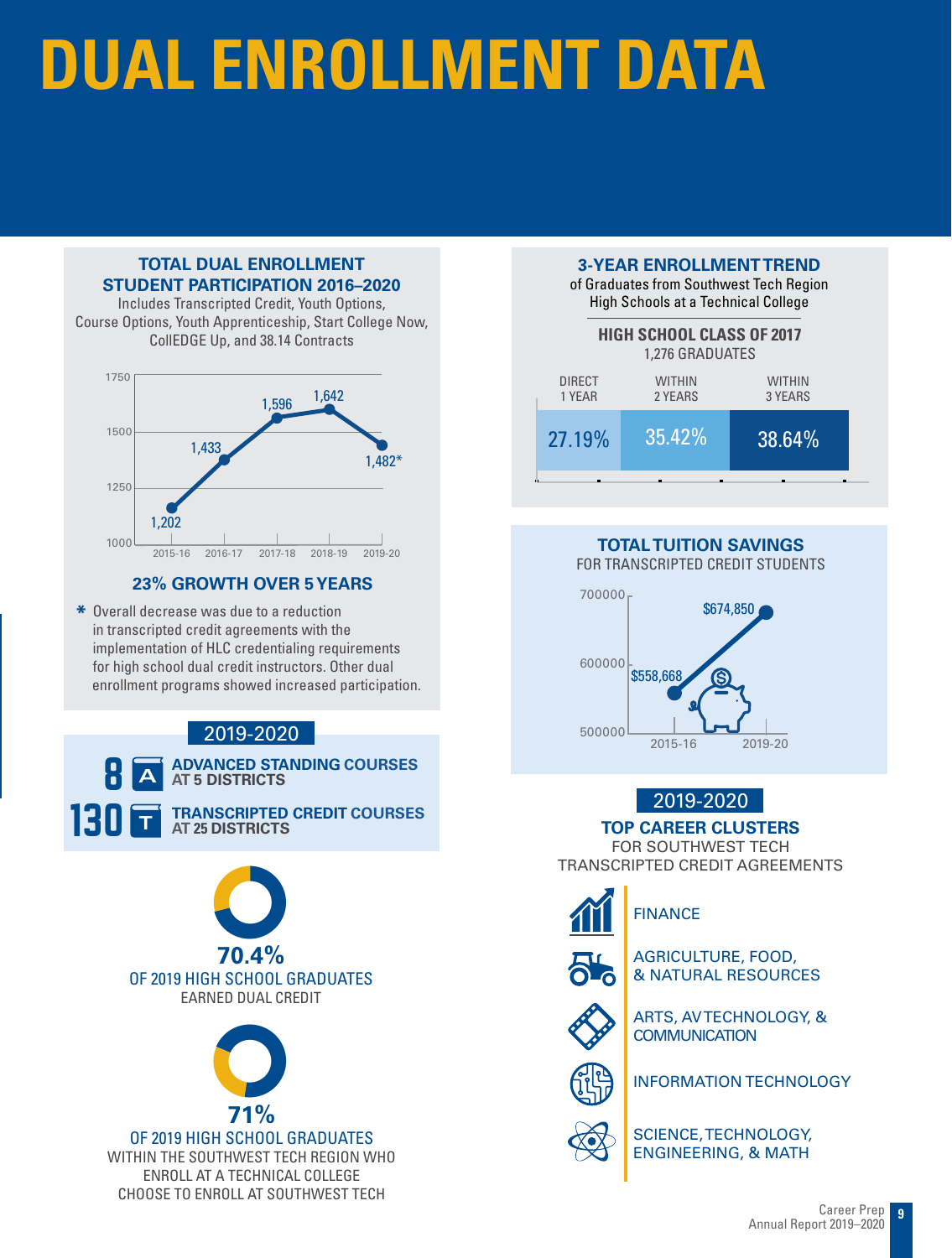# DUAL ENROLLMENT DATA

## TOTAL DUAL ENROLLMENT STUDENT PARTICIPATION 2016–2020

Includes Transcripted Credit, Youth Options, Course Options, Youth Apprenticeship, Start College Now, CollEDGE Up, and 38.14 Contracts

| Year | Participation |
|---|---|
| 2015-16 | 1,202 |
| 2016-17 | 1,433 |
| 2017-18 | 1,596 |
| 2018-19 | 1,642 |
| 2019-20 | 1,482* |

### 23% GROWTH OVER 5 YEARS

* Overall decrease was due to a reduction in transcripted credit agreements with the implementation of HLC credentialing requirements for high school dual credit instructors. Other dual enrollment programs showed increased participation.

## 2019-2020

**8** ADVANCED STANDING COURSES AT 5 DISTRICTS

**130** TRANSCRIPTED CREDIT COURSES AT 25 DISTRICTS

**70.4%** OF 2019 HIGH SCHOOL GRADUATES EARNED DUAL CREDIT

**71%** OF 2019 HIGH SCHOOL GRADUATES WITHIN THE SOUTHWEST TECH REGION WHO ENROLL AT A TECHNICAL COLLEGE CHOOSE TO ENROLL AT SOUTHWEST TECH

## 3-YEAR ENROLLMENT TREND

of Graduates from Southwest Tech Region High Schools at a Technical College

**HIGH SCHOOL CLASS OF 2017**
1,276 GRADUATES

| DIRECT 1 YEAR | WITHIN 2 YEARS | WITHIN 3 YEARS |
|---|---|---|
| 27.19% | 35.42% | 38.64% |

## TOTAL TUITION SAVINGS

FOR TRANSCRIPTED CREDIT STUDENTS

| Year | Savings |
|---|---|
| 2015-16 | $558,668 |
| 2019-20 | $674,850 |

## 2019-2020

### TOP CAREER CLUSTERS

FOR SOUTHWEST TECH TRANSCRIPTED CREDIT AGREEMENTS

- FINANCE
- AGRICULTURE, FOOD, & NATURAL RESOURCES
- ARTS, AV TECHNOLOGY, & COMMUNICATION
- INFORMATION TECHNOLOGY
- SCIENCE, TECHNOLOGY, ENGINEERING, & MATH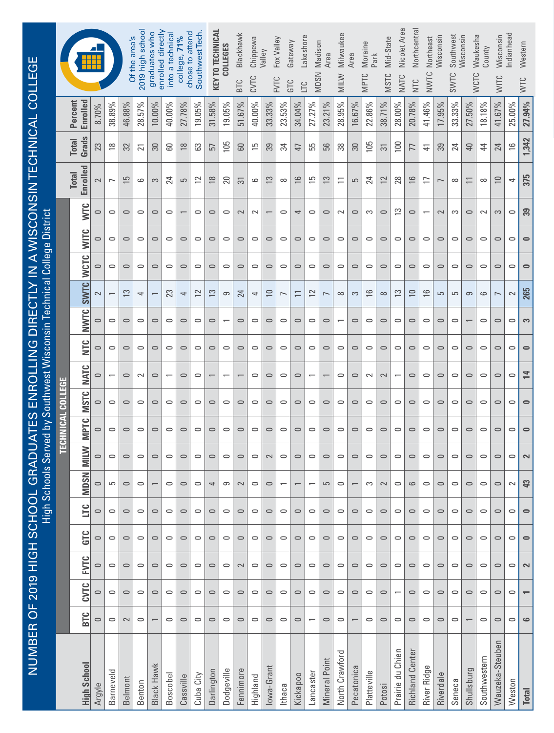# NUMBER OF 2019 HIGH SCHOOL GRADUATES ENROLLING DIRECTLY IN A WISCONSIN TECHNICAL COLLEGE

High Schools Served by Southwest Wisconsin Technical College District

| High School | TECHNICAL COLLEGE | | | | | | | | | | | | | | | | Total Enrolled | Total Grads | Percent Enrolled |
|---|---|---|---|---|---|---|---|---|---|---|---|---|---|---|---|---|---|---|---|
| | BTC | CVTC | FVTC | GTC | LTC | MDSN | MILW | MPTC | MSTC | NATC | NTC | NWTC | SWTC | WCTC | WITC | WTC | | | |
| Argyle | 0 | 0 | 0 | 0 | 0 | 0 | 0 | 0 | 0 | 0 | 0 | 0 | 2 | 0 | 0 | 0 | 2 | 23 | 8.70% |
| Barneveld | 0 | 0 | 0 | 0 | 0 | 5 | 0 | 0 | 0 | 1 | 0 | 0 | 1 | 0 | 0 | 0 | 7 | 18 | 38.89% |
| Belmont | 2 | 0 | 0 | 0 | 0 | 0 | 0 | 0 | 0 | 0 | 0 | 0 | 13 | 0 | 0 | 0 | 15 | 32 | 46.88% |
| Benton | 0 | 0 | 0 | 0 | 0 | 0 | 0 | 0 | 0 | 2 | 0 | 0 | 4 | 0 | 0 | 0 | 6 | 21 | 28.57% |
| Black Hawk | 1 | 0 | 0 | 0 | 0 | 1 | 0 | 0 | 0 | 0 | 0 | 0 | 1 | 0 | 0 | 0 | 3 | 30 | 10.00% |
| Boscobel | 0 | 0 | 0 | 0 | 0 | 0 | 0 | 0 | 0 | 1 | 0 | 0 | 23 | 0 | 0 | 0 | 24 | 60 | 40.00% |
| Cassville | 0 | 0 | 0 | 0 | 0 | 0 | 0 | 0 | 0 | 0 | 0 | 0 | 4 | 0 | 0 | 1 | 5 | 18 | 27.78% |
| Cuba City | 0 | 0 | 0 | 0 | 0 | 0 | 0 | 0 | 0 | 0 | 0 | 0 | 12 | 0 | 0 | 0 | 12 | 63 | 19.05% |
| Darlington | 0 | 0 | 0 | 0 | 0 | 4 | 0 | 0 | 0 | 1 | 0 | 0 | 13 | 0 | 0 | 0 | 18 | 57 | 31.58% |
| Dodgeville | 0 | 0 | 0 | 0 | 0 | 9 | 0 | 0 | 0 | 1 | 0 | 1 | 9 | 0 | 0 | 0 | 20 | 105 | 19.05% |
| Fennimore | 0 | 0 | 2 | 0 | 0 | 2 | 0 | 0 | 0 | 1 | 0 | 0 | 24 | 0 | 0 | 2 | 31 | 60 | 51.67% |
| Highland | 0 | 0 | 0 | 0 | 0 | 0 | 0 | 0 | 0 | 0 | 0 | 0 | 4 | 0 | 0 | 2 | 6 | 15 | 40.00% |
| Iowa-Grant | 0 | 0 | 0 | 0 | 0 | 0 | 2 | 0 | 0 | 0 | 0 | 0 | 10 | 0 | 0 | 1 | 13 | 39 | 33.33% |
| Ithaca | 0 | 0 | 0 | 0 | 0 | 1 | 0 | 0 | 0 | 0 | 0 | 0 | 7 | 0 | 0 | 0 | 8 | 34 | 23.53% |
| Kickapoo | 0 | 0 | 0 | 0 | 0 | 1 | 0 | 0 | 0 | 0 | 0 | 0 | 11 | 0 | 0 | 4 | 16 | 47 | 34.04% |
| Lancaster | 1 | 0 | 0 | 0 | 0 | 1 | 0 | 0 | 0 | 1 | 0 | 0 | 12 | 0 | 0 | 0 | 15 | 55 | 27.27% |
| Mineral Point | 0 | 0 | 0 | 0 | 0 | 5 | 0 | 0 | 0 | 1 | 0 | 0 | 7 | 0 | 0 | 0 | 13 | 56 | 23.21% |
| North Crawford | 0 | 0 | 0 | 0 | 0 | 0 | 0 | 0 | 0 | 0 | 0 | 1 | 8 | 0 | 0 | 2 | 11 | 38 | 28.95% |
| Pecatonica | 1 | 0 | 0 | 0 | 0 | 1 | 0 | 0 | 0 | 0 | 0 | 0 | 3 | 0 | 0 | 0 | 5 | 30 | 16.67% |
| Platteville | 0 | 0 | 0 | 0 | 0 | 3 | 0 | 0 | 0 | 2 | 0 | 0 | 16 | 0 | 0 | 3 | 24 | 105 | 22.86% |
| Potosi | 0 | 0 | 0 | 0 | 0 | 2 | 0 | 0 | 0 | 2 | 0 | 0 | 8 | 0 | 0 | 0 | 12 | 31 | 38.71% |
| Prairie du Chien | 0 | 1 | 0 | 0 | 0 | 0 | 0 | 0 | 0 | 1 | 0 | 0 | 13 | 0 | 0 | 13 | 28 | 100 | 28.00% |
| Richland Center | 0 | 0 | 0 | 0 | 0 | 6 | 0 | 0 | 0 | 0 | 0 | 0 | 10 | 0 | 0 | 0 | 16 | 77 | 20.78% |
| River Ridge | 0 | 0 | 0 | 0 | 0 | 0 | 0 | 0 | 0 | 0 | 0 | 0 | 16 | 0 | 0 | 1 | 17 | 41 | 41.46% |
| Riverdale | 0 | 0 | 0 | 0 | 0 | 0 | 0 | 0 | 0 | 0 | 0 | 0 | 5 | 0 | 0 | 2 | 7 | 39 | 17.95% |
| Seneca | 0 | 0 | 0 | 0 | 0 | 0 | 0 | 0 | 0 | 0 | 0 | 0 | 5 | 0 | 0 | 3 | 8 | 24 | 33.33% |
| Shullsburg | 1 | 0 | 0 | 0 | 0 | 0 | 0 | 0 | 0 | 0 | 0 | 1 | 9 | 0 | 0 | 0 | 11 | 40 | 27.50% |
| Southwestern | 0 | 0 | 0 | 0 | 0 | 0 | 0 | 0 | 0 | 0 | 0 | 0 | 6 | 0 | 0 | 2 | 8 | 44 | 18.18% |
| Wauzeka-Steuben | 0 | 0 | 0 | 0 | 0 | 0 | 0 | 0 | 0 | 0 | 0 | 0 | 7 | 0 | 0 | 3 | 10 | 24 | 41.67% |
| Weston | 0 | 0 | 0 | 0 | 0 | 2 | 0 | 0 | 0 | 0 | 0 | 0 | 2 | 0 | 0 | 0 | 4 | 16 | 25.00% |
| **Total** | **6** | **1** | **2** | **0** | **0** | **43** | **2** | **0** | **0** | **14** | **0** | **3** | **265** | **0** | **0** | **39** | **375** | **1,342** | **27.94%** |

Of the area's 2019 high school graduates who enrolled directly into a technical college, **71%** chose to attend Southwest Tech.

**KEY TO TECHNICAL COLLEGES**

- BTC Blackhawk
- CVTC Chippewa Valley
- FVTC Fox Valley
- GTC Gateway
- LTC Lakeshore
- MDSN Madison Area
- MILW Milwaukee Area
- MPTC Moraine Park
- MSTC Mid-State
- NATC Nicolet Area
- NTC Northcentral
- NWTC Northeast Wisconsin
- SWTC Southwest Wisconsin
- WCTC Waukesha County
- WITC Wisconsin Indianhead
- WTC Western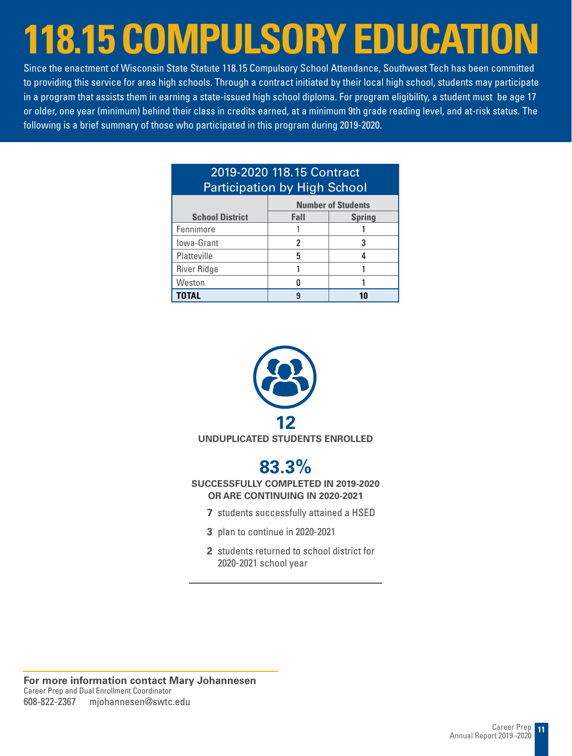# 118.15 COMPULSORY EDUCATION

Since the enactment of Wisconsin State Statute 118.15 Compulsory School Attendance, Southwest Tech has been committed to providing this service for area high schools. Through a contract initiated by their local high school, students may participate in a program that assists them in earning a state-issued high school diploma. For program eligibility, a student must be age 17 or older, one year (minimum) behind their class in credits earned, at a minimum 9th grade reading level, and at-risk status. The following is a brief summary of those who participated in this program during 2019-2020.

**2019-2020 118.15 Contract Participation by High School**

| School District | Number of Students | |
|---|---|---|
| | Fall | Spring |
| Fennimore | 1 | 1 |
| Iowa-Grant | 2 | 3 |
| Platteville | 5 | 4 |
| River Ridge | 1 | 1 |
| Weston | 0 | 1 |
| **TOTAL** | **9** | **10** |

**12**

**UNDUPLICATED STUDENTS ENROLLED**

**83.3%**

**SUCCESSFULLY COMPLETED IN 2019-2020 OR ARE CONTINUING IN 2020-2021**

- **7** students successfully attained a HSED
- **3** plan to continue in 2020-2021
- **2** students returned to school district for 2020-2021 school year

**For more information contact Mary Johannesen**
Career Prep and Dual Enrollment Coordinator
608-822-2367 mjohannesen@swtc.edu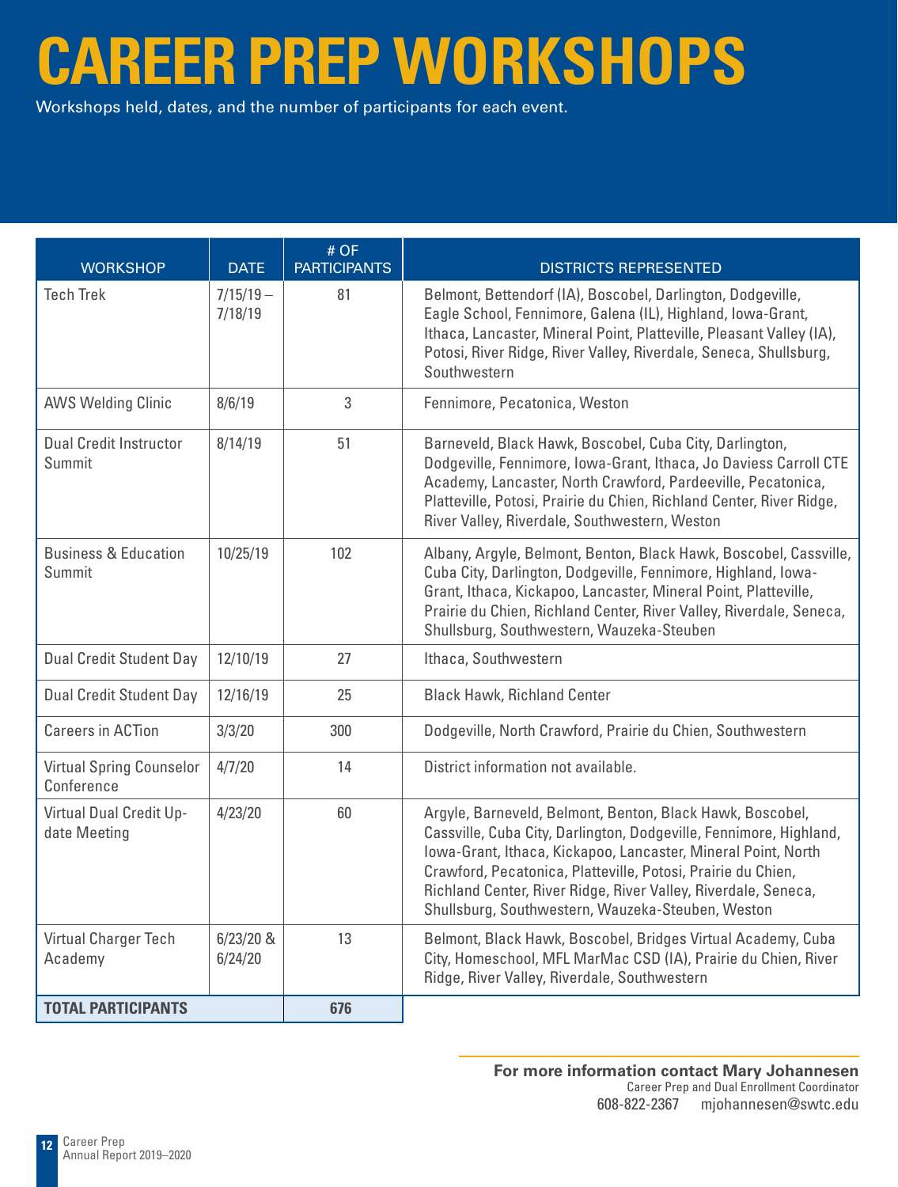# CAREER PREP WORKSHOPS

Workshops held, dates, and the number of participants for each event.

| WORKSHOP | DATE | # OF PARTICIPANTS | DISTRICTS REPRESENTED |
|---|---|---|---|
| Tech Trek | 7/15/19 – 7/18/19 | 81 | Belmont, Bettendorf (IA), Boscobel, Darlington, Dodgeville, Eagle School, Fennimore, Galena (IL), Highland, Iowa-Grant, Ithaca, Lancaster, Mineral Point, Platteville, Pleasant Valley (IA), Potosi, River Ridge, River Valley, Riverdale, Seneca, Shullsburg, Southwestern |
| AWS Welding Clinic | 8/6/19 | 3 | Fennimore, Pecatonica, Weston |
| Dual Credit Instructor Summit | 8/14/19 | 51 | Barneveld, Black Hawk, Boscobel, Cuba City, Darlington, Dodgeville, Fennimore, Iowa-Grant, Ithaca, Jo Daviess Carroll CTE Academy, Lancaster, North Crawford, Pardeeville, Pecatonica, Platteville, Potosi, Prairie du Chien, Richland Center, River Ridge, River Valley, Riverdale, Southwestern, Weston |
| Business & Education Summit | 10/25/19 | 102 | Albany, Argyle, Belmont, Benton, Black Hawk, Boscobel, Cassville, Cuba City, Darlington, Dodgeville, Fennimore, Highland, Iowa-Grant, Ithaca, Kickapoo, Lancaster, Mineral Point, Platteville, Prairie du Chien, Richland Center, River Valley, Riverdale, Seneca, Shullsburg, Southwestern, Wauzeka-Steuben |
| Dual Credit Student Day | 12/10/19 | 27 | Ithaca, Southwestern |
| Dual Credit Student Day | 12/16/19 | 25 | Black Hawk, Richland Center |
| Careers in ACTion | 3/3/20 | 300 | Dodgeville, North Crawford, Prairie du Chien, Southwestern |
| Virtual Spring Counselor Conference | 4/7/20 | 14 | District information not available. |
| Virtual Dual Credit Update Meeting | 4/23/20 | 60 | Argyle, Barneveld, Belmont, Benton, Black Hawk, Boscobel, Cassville, Cuba City, Darlington, Dodgeville, Fennimore, Highland, Iowa-Grant, Ithaca, Kickapoo, Lancaster, Mineral Point, North Crawford, Pecatonica, Platteville, Potosi, Prairie du Chien, Richland Center, River Ridge, River Valley, Riverdale, Seneca, Shullsburg, Southwestern, Wauzeka-Steuben, Weston |
| Virtual Charger Tech Academy | 6/23/20 & 6/24/20 | 13 | Belmont, Black Hawk, Boscobel, Bridges Virtual Academy, Cuba City, Homeschool, MFL MarMac CSD (IA), Prairie du Chien, River Ridge, River Valley, Riverdale, Southwestern |
| **TOTAL PARTICIPANTS** | | **676** | |

**For more information contact Mary Johannesen**
Career Prep and Dual Enrollment Coordinator
608-822-2367 mjohannesen@swtc.edu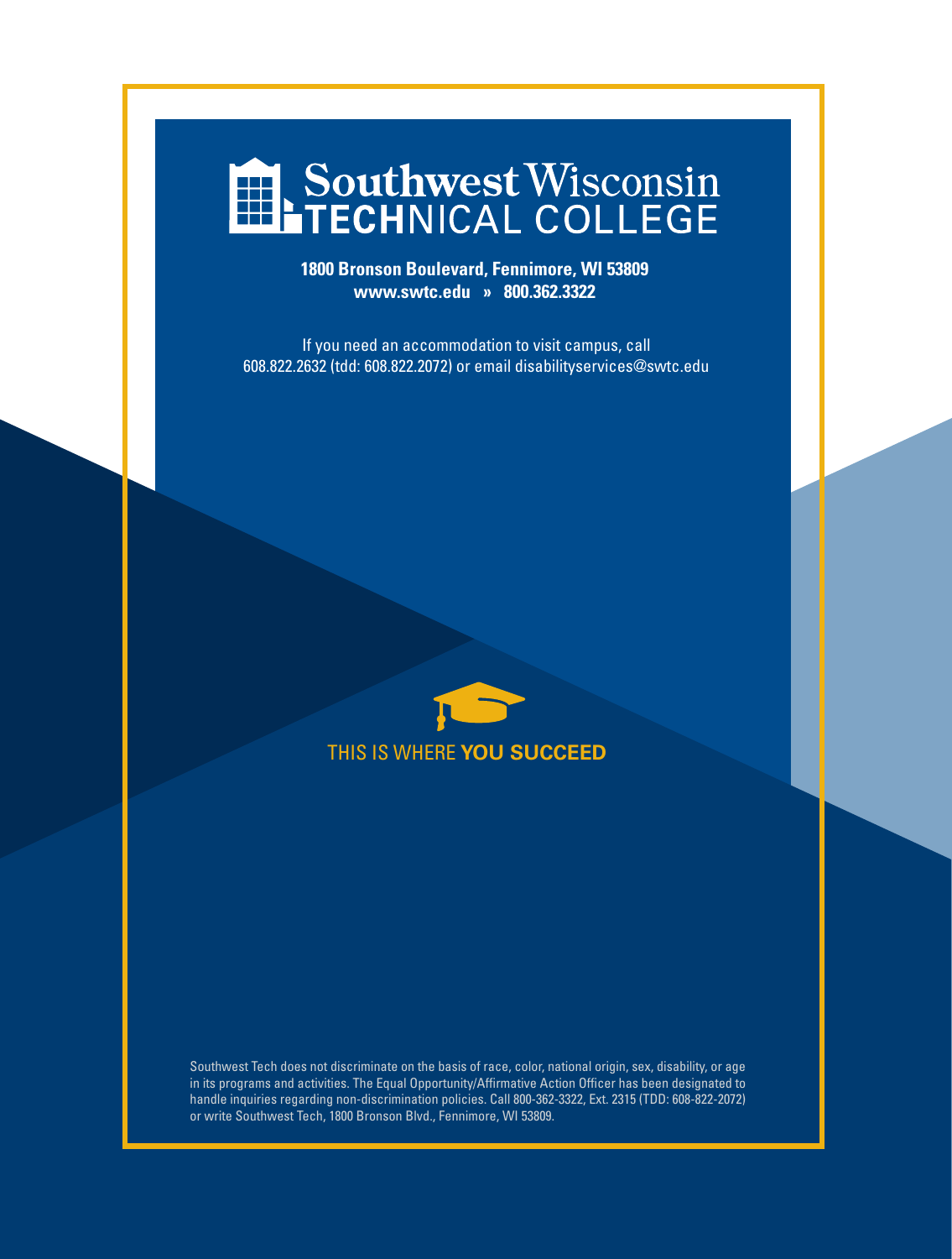# Southwest Wisconsin TECHNICAL COLLEGE

**1800 Bronson Boulevard, Fennimore, WI 53809**
**www.swtc.edu » 800.362.3322**

If you need an accommodation to visit campus, call 608.822.2632 (tdd: 608.822.2072) or email disabilityservices@swtc.edu

THIS IS WHERE **YOU SUCCEED**

Southwest Tech does not discriminate on the basis of race, color, national origin, sex, disability, or age in its programs and activities. The Equal Opportunity/Affirmative Action Officer has been designated to handle inquiries regarding non-discrimination policies. Call 800-362-3322, Ext. 2315 (TDD: 608-822-2072) or write Southwest Tech, 1800 Bronson Blvd., Fennimore, WI 53809.